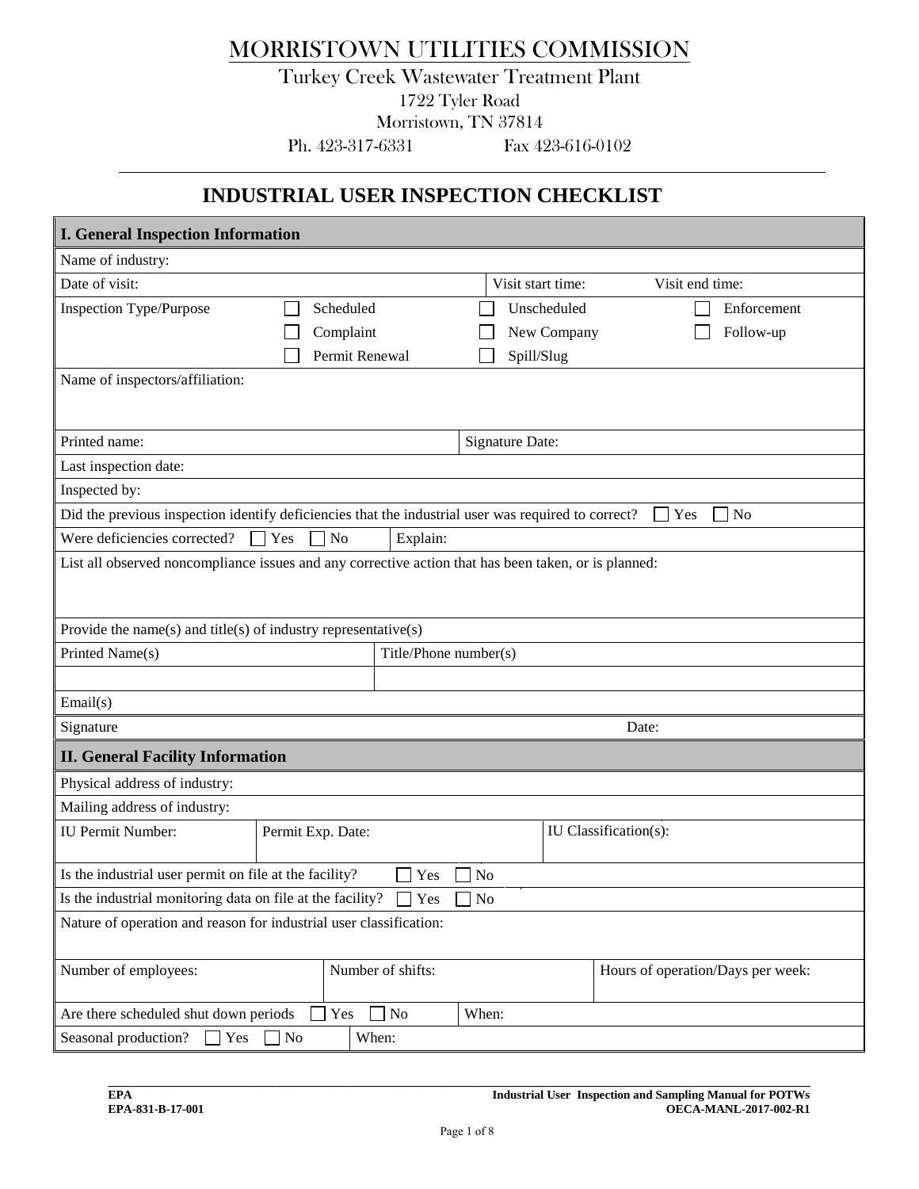# MORRISTOWN UTILITIES COMMISSION

Turkey Creek Wastewater Treatment Plant
1722 Tyler Road
Morristown, TN 37814
Ph. 423-317-6331 Fax 423-616-0102

## INDUSTRIAL USER INSPECTION CHECKLIST

| **I. General Inspection Information** | | | |
|---|---|---|---|
| Name of industry: | | | |
| Date of visit: | | Visit start time: | Visit end time: |
| Inspection Type/Purpose | ☐ Scheduled ☐ Complaint ☐ Permit Renewal | ☐ Unscheduled ☐ New Company ☐ Spill/Slug | ☐ Enforcement ☐ Follow-up |
| Name of inspectors/affiliation: | | | |
| Printed name: | | Signature Date: | |
| Last inspection date: | | | |
| Inspected by: | | | |
| Did the previous inspection identify deficiencies that the industrial user was required to correct? ☐ Yes ☐ No | | | |
| Were deficiencies corrected? ☐ Yes ☐ No | Explain: | | |
| List all observed noncompliance issues and any corrective action that has been taken, or is planned: | | | |
| Provide the name(s) and title(s) of industry representative(s) | | | |
| Printed Name(s) | Title/Phone number(s) | | |
| | | | |
| Email(s) | | | |
| Signature | | Date: | |

| **II. General Facility Information** | | | |
|---|---|---|---|
| Physical address of industry: | | | |
| Mailing address of industry: | | | |
| IU Permit Number: | Permit Exp. Date: | IU Classification(s): | |
| Is the industrial user permit on file at the facility? ☐ Yes ☐ No | | | |
| Is the industrial monitoring data on file at the facility? ☐ Yes ☐ No | | | |
| Nature of operation and reason for industrial user classification: | | | |
| Number of employees: | Number of shifts: | Hours of operation/Days per week: | |
| Are there scheduled shut down periods ☐ Yes ☐ No | When: | | |
| Seasonal production? ☐ Yes ☐ No | When: | | |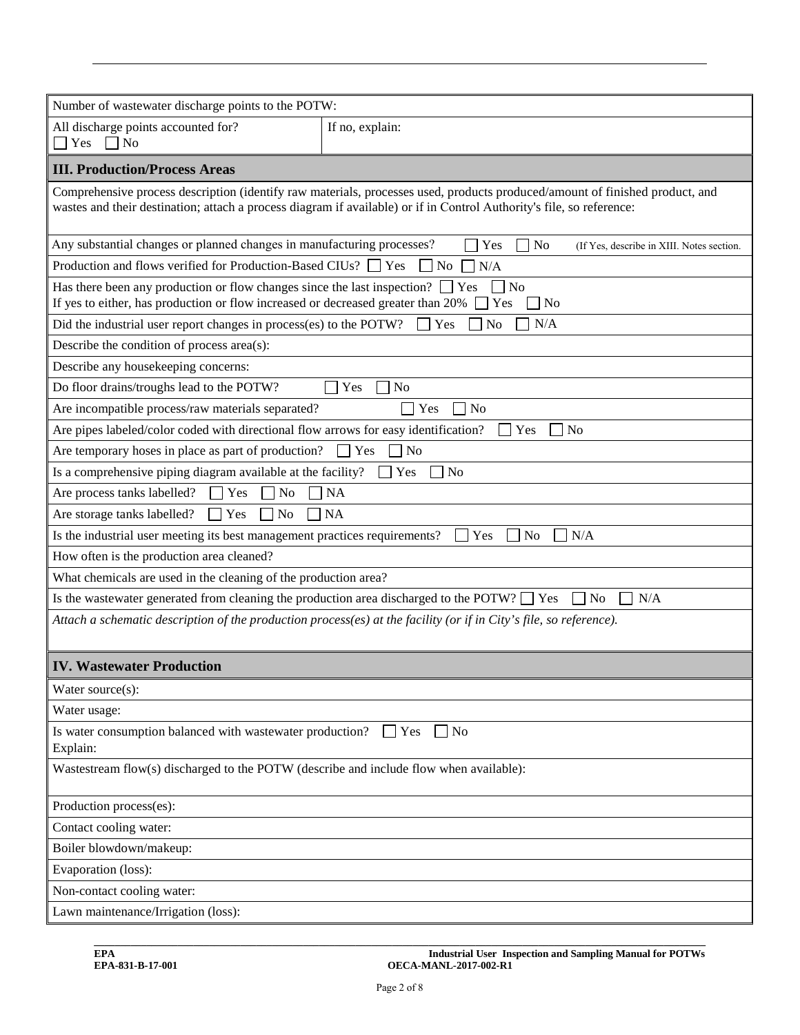| Number of wastewater discharge points to the POTW: | |
|---|---|
| All discharge points accounted for? ☐ Yes ☐ No | If no, explain: |

## III. Production/Process Areas

Comprehensive process description (identify raw materials, processes used, products produced/amount of finished product, and wastes and their destination; attach a process diagram if available) or if in Control Authority's file, so reference:

Any substantial changes or planned changes in manufacturing processes? ☐ Yes ☐ No (If Yes, describe in XIII. Notes section.

Production and flows verified for Production-Based CIUs? ☐ Yes ☐ No ☐ N/A

Has there been any production or flow changes since the last inspection? ☐ Yes ☐ No
If yes to either, has production or flow increased or decreased greater than 20% ☐ Yes ☐ No

Did the industrial user report changes in process(es) to the POTW? ☐ Yes ☐ No ☐ N/A

Describe the condition of process area(s):

Describe any housekeeping concerns:

Do floor drains/troughs lead to the POTW? ☐ Yes ☐ No

Are incompatible process/raw materials separated? ☐ Yes ☐ No

Are pipes labeled/color coded with directional flow arrows for easy identification? ☐ Yes ☐ No

Are temporary hoses in place as part of production? ☐ Yes ☐ No

Is a comprehensive piping diagram available at the facility? ☐ Yes ☐ No

Are process tanks labelled? ☐ Yes ☐ No ☐ NA

Are storage tanks labelled? ☐ Yes ☐ No ☐ NA

Is the industrial user meeting its best management practices requirements? ☐ Yes ☐ No ☐ N/A

How often is the production area cleaned?

What chemicals are used in the cleaning of the production area?

Is the wastewater generated from cleaning the production area discharged to the POTW? ☐ Yes ☐ No ☐ N/A

*Attach a schematic description of the production process(es) at the facility (or if in City's file, so reference).*

## IV. Wastewater Production

Water source(s):

Water usage:

Is water consumption balanced with wastewater production? ☐ Yes ☐ No
Explain:

Wastestream flow(s) discharged to the POTW (describe and include flow when available):

Production process(es):

Contact cooling water:

Boiler blowdown/makeup:

Evaporation (loss):

Non-contact cooling water:

Lawn maintenance/Irrigation (loss):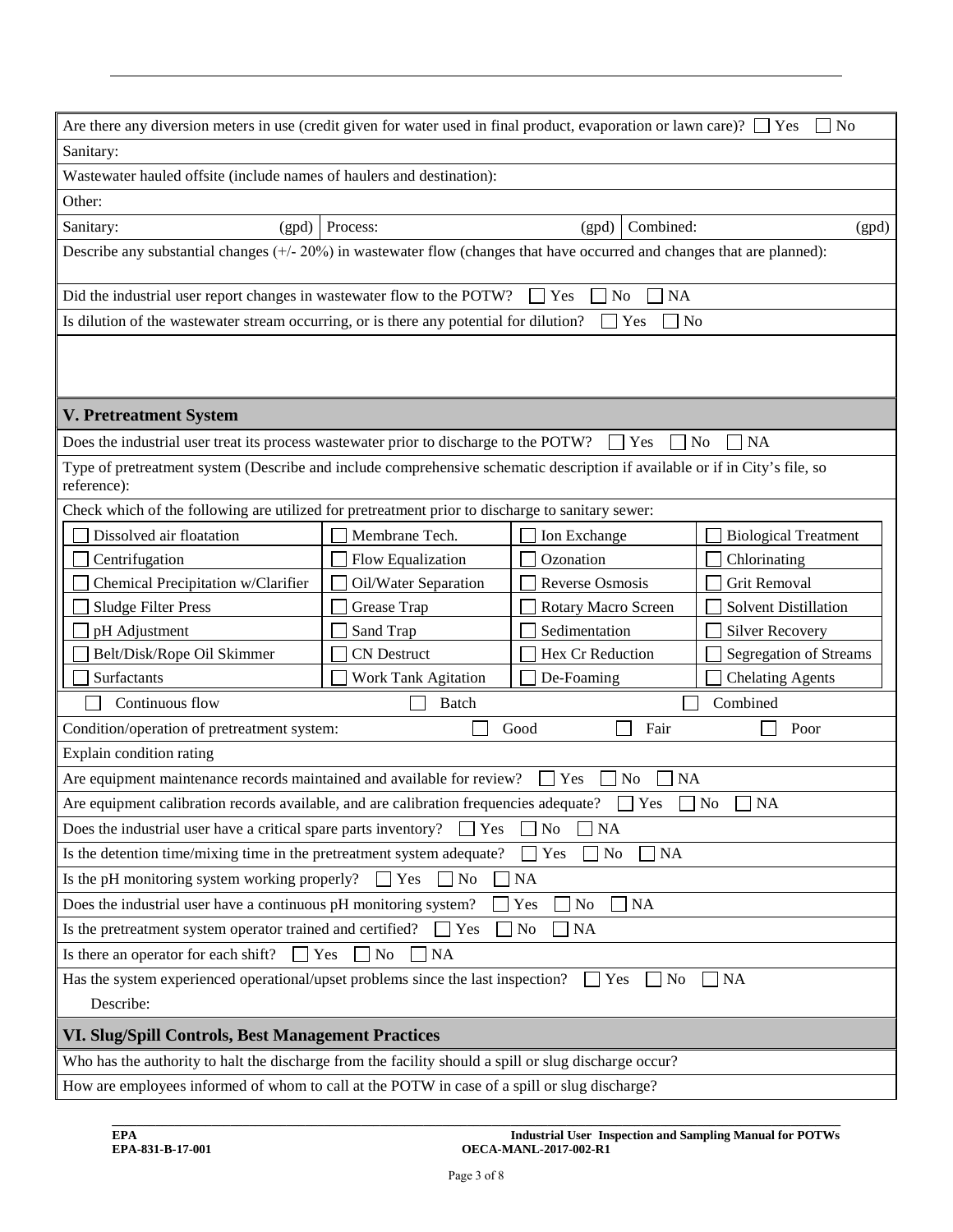Are there any diversion meters in use (credit given for water used in final product, evaporation or lawn care)? ☐ Yes ☐ No

Sanitary:

Wastewater hauled offsite (include names of haulers and destination):

Other:

| Sanitary: (gpd) | Process: (gpd) | Combined: (gpd) |
|---|---|---|

Describe any substantial changes (+/- 20%) in wastewater flow (changes that have occurred and changes that are planned):

Did the industrial user report changes in wastewater flow to the POTW? ☐ Yes ☐ No ☐ NA

Is dilution of the wastewater stream occurring, or is there any potential for dilution? ☐ Yes ☐ No

## V. Pretreatment System

Does the industrial user treat its process wastewater prior to discharge to the POTW? ☐ Yes ☐ No ☐ NA

Type of pretreatment system (Describe and include comprehensive schematic description if available or if in City's file, so reference):

Check which of the following are utilized for pretreatment prior to discharge to sanitary sewer:

| | | | |
|---|---|---|---|
| ☐ Dissolved air floatation | ☐ Membrane Tech. | ☐ Ion Exchange | ☐ Biological Treatment |
| ☐ Centrifugation | ☐ Flow Equalization | ☐ Ozonation | ☐ Chlorinating |
| ☐ Chemical Precipitation w/Clarifier | ☐ Oil/Water Separation | ☐ Reverse Osmosis | ☐ Grit Removal |
| ☐ Sludge Filter Press | ☐ Grease Trap | ☐ Rotary Macro Screen | ☐ Solvent Distillation |
| ☐ pH Adjustment | ☐ Sand Trap | ☐ Sedimentation | ☐ Silver Recovery |
| ☐ Belt/Disk/Rope Oil Skimmer | ☐ CN Destruct | ☐ Hex Cr Reduction | ☐ Segregation of Streams |
| ☐ Surfactants | ☐ Work Tank Agitation | ☐ De-Foaming | ☐ Chelating Agents |

☐ Continuous flow ☐ Batch ☐ Combined

Condition/operation of pretreatment system: ☐ Good ☐ Fair ☐ Poor

Explain condition rating

Are equipment maintenance records maintained and available for review? ☐ Yes ☐ No ☐ NA

Are equipment calibration records available, and are calibration frequencies adequate? ☐ Yes ☐ No ☐ NA

Does the industrial user have a critical spare parts inventory? ☐ Yes ☐ No ☐ NA

Is the detention time/mixing time in the pretreatment system adequate? ☐ Yes ☐ No ☐ NA

Is the pH monitoring system working properly? ☐ Yes ☐ No ☐ NA

Does the industrial user have a continuous pH monitoring system? ☐ Yes ☐ No ☐ NA

Is the pretreatment system operator trained and certified? ☐ Yes ☐ No ☐ NA

Is there an operator for each shift? ☐ Yes ☐ No ☐ NA

Has the system experienced operational/upset problems since the last inspection? ☐ Yes ☐ No ☐ NA

Describe:

## VI. Slug/Spill Controls, Best Management Practices

Who has the authority to halt the discharge from the facility should a spill or slug discharge occur?

How are employees informed of whom to call at the POTW in case of a spill or slug discharge?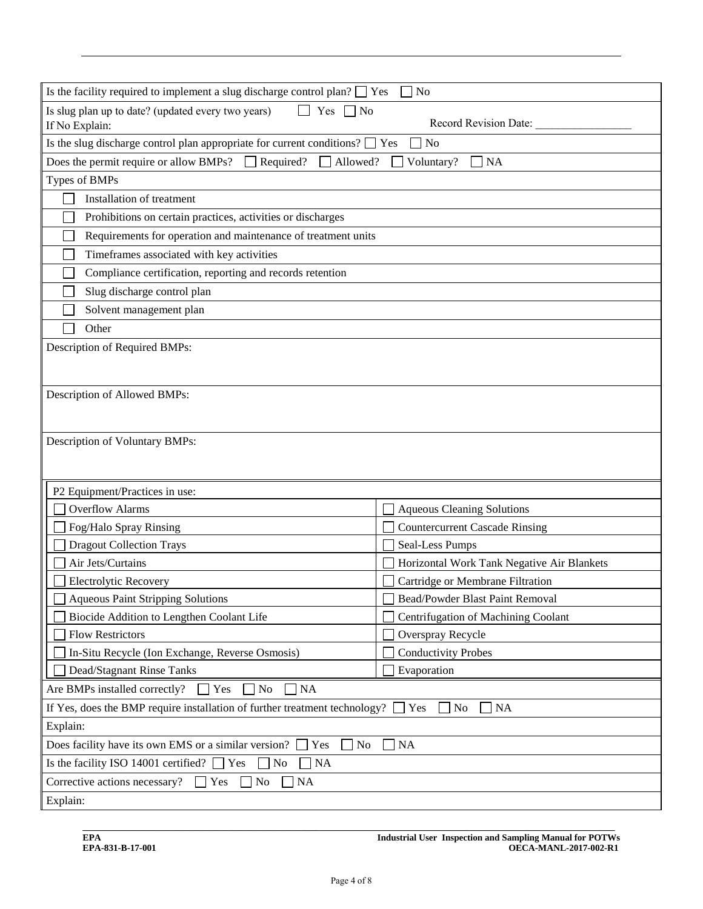Is the facility required to implement a slug discharge control plan? ☐ Yes ☐ No

Is slug plan up to date? (updated every two years) ☐ Yes ☐ No
If No Explain: Record Revision Date: ________________

Is the slug discharge control plan appropriate for current conditions? ☐ Yes ☐ No

Does the permit require or allow BMPs? ☐ Required? ☐ Allowed? ☐ Voluntary? ☐ NA

Types of BMPs

- ☐ Installation of treatment
- ☐ Prohibitions on certain practices, activities or discharges
- ☐ Requirements for operation and maintenance of treatment units
- ☐ Timeframes associated with key activities
- ☐ Compliance certification, reporting and records retention
- ☐ Slug discharge control plan
- ☐ Solvent management plan
- ☐ Other

Description of Required BMPs:

Description of Allowed BMPs:

Description of Voluntary BMPs:

| P2 Equipment/Practices in use: | |
|---|---|
| ☐ Overflow Alarms | ☐ Aqueous Cleaning Solutions |
| ☐ Fog/Halo Spray Rinsing | ☐ Countercurrent Cascade Rinsing |
| ☐ Dragout Collection Trays | ☐ Seal-Less Pumps |
| ☐ Air Jets/Curtains | ☐ Horizontal Work Tank Negative Air Blankets |
| ☐ Electrolytic Recovery | ☐ Cartridge or Membrane Filtration |
| ☐ Aqueous Paint Stripping Solutions | ☐ Bead/Powder Blast Paint Removal |
| ☐ Biocide Addition to Lengthen Coolant Life | ☐ Centrifugation of Machining Coolant |
| ☐ Flow Restrictors | ☐ Overspray Recycle |
| ☐ In-Situ Recycle (Ion Exchange, Reverse Osmosis) | ☐ Conductivity Probes |
| ☐ Dead/Stagnant Rinse Tanks | ☐ Evaporation |

Are BMPs installed correctly? ☐ Yes ☐ No ☐ NA

If Yes, does the BMP require installation of further treatment technology? ☐ Yes ☐ No ☐ NA

Explain:

Does facility have its own EMS or a similar version? ☐ Yes ☐ No ☐ NA

Is the facility ISO 14001 certified? ☐ Yes ☐ No ☐ NA

Corrective actions necessary? ☐ Yes ☐ No ☐ NA

Explain: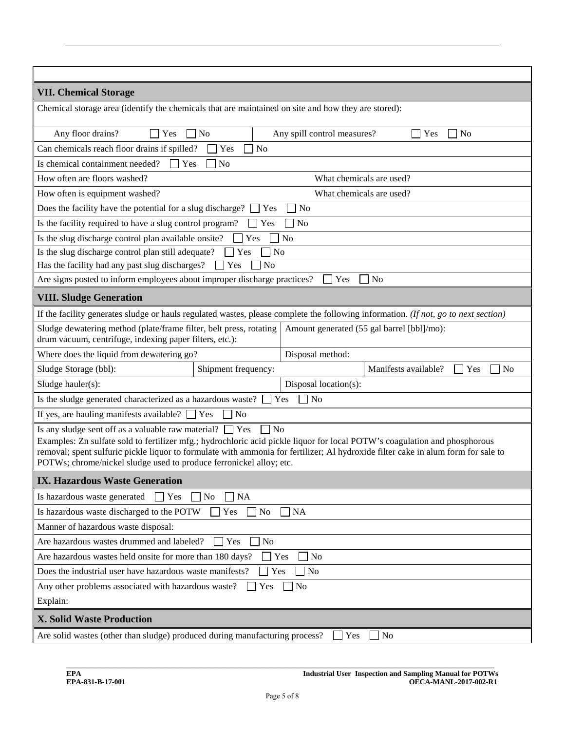## VII. Chemical Storage

Chemical storage area (identify the chemicals that are maintained on site and how they are stored):

| | |
|---|---|
| Any floor drains? ☐ Yes ☐ No | Any spill control measures? ☐ Yes ☐ No |

Can chemicals reach floor drains if spilled? ☐ Yes ☐ No

Is chemical containment needed? ☐ Yes ☐ No

| | |
|---|---|
| How often are floors washed? | What chemicals are used? |
| How often is equipment washed? | What chemicals are used? |

Does the facility have the potential for a slug discharge? ☐ Yes ☐ No

Is the facility required to have a slug control program? ☐ Yes ☐ No

Is the slug discharge control plan available onsite? ☐ Yes ☐ No

Is the slug discharge control plan still adequate? ☐ Yes ☐ No

Has the facility had any past slug discharges? ☐ Yes ☐ No

Are signs posted to inform employees about improper discharge practices? ☐ Yes ☐ No

## VIII. Sludge Generation

If the facility generates sludge or hauls regulated wastes, please complete the following information. *(If not, go to next section)*

| | | |
|---|---|---|
| Sludge dewatering method (plate/frame filter, belt press, rotating drum vacuum, centrifuge, indexing paper filters, etc.): | Amount generated (55 gal barrel [bbl]/mo): | |
| Where does the liquid from dewatering go? | Disposal method: | |
| Sludge Storage (bbl): | Shipment frequency: | Manifests available? ☐ Yes ☐ No |
| Sludge hauler(s): | Disposal location(s): | |

Is the sludge generated characterized as a hazardous waste? ☐ Yes ☐ No

If yes, are hauling manifests available? ☐ Yes ☐ No

Is any sludge sent off as a valuable raw material? ☐ Yes ☐ No
Examples: Zn sulfate sold to fertilizer mfg.; hydrochloric acid pickle liquor for local POTW's coagulation and phosphorous removal; spent sulfuric pickle liquor to formulate with ammonia for fertilizer; Al hydroxide filter cake in alum form for sale to POTWs; chrome/nickel sludge used to produce ferronickel alloy; etc.

## IX. Hazardous Waste Generation

Is hazardous waste generated ☐ Yes ☐ No ☐ NA

Is hazardous waste discharged to the POTW ☐ Yes ☐ No ☐ NA

Manner of hazardous waste disposal:

Are hazardous wastes drummed and labeled? ☐ Yes ☐ No

Are hazardous wastes held onsite for more than 180 days? ☐ Yes ☐ No

Does the industrial user have hazardous waste manifests? ☐ Yes ☐ No

Any other problems associated with hazardous waste? ☐ Yes ☐ No

Explain:

## X. Solid Waste Production

Are solid wastes (other than sludge) produced during manufacturing process? ☐ Yes ☐ No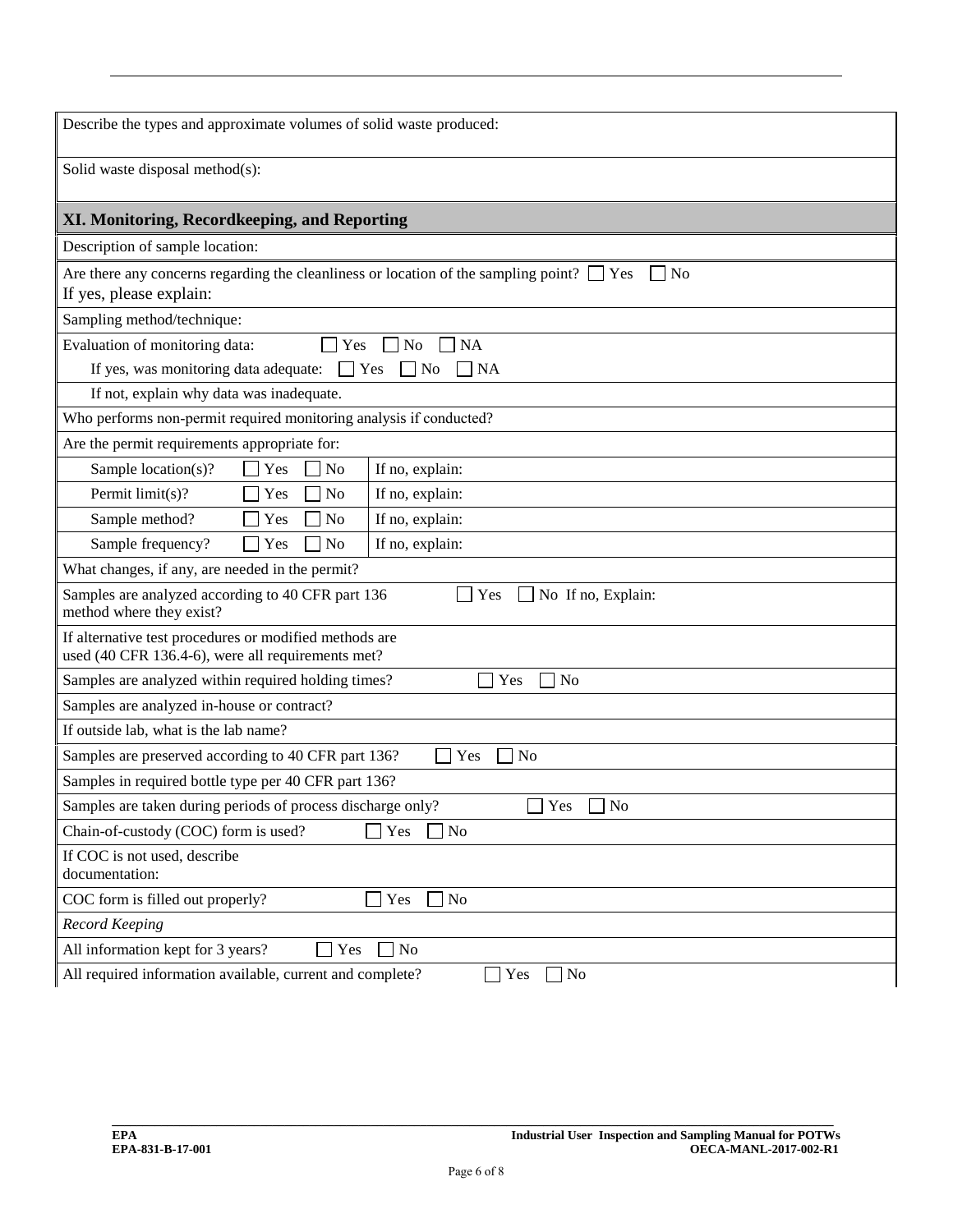Describe the types and approximate volumes of solid waste produced:

Solid waste disposal method(s):

## XI. Monitoring, Recordkeeping, and Reporting

Description of sample location:

Are there any concerns regarding the cleanliness or location of the sampling point? ☐ Yes ☐ No
If yes, please explain:

Sampling method/technique:

Evaluation of monitoring data: ☐ Yes ☐ No ☐ NA

If yes, was monitoring data adequate: ☐ Yes ☐ No ☐ NA

If not, explain why data was inadequate.

Who performs non-permit required monitoring analysis if conducted?

Are the permit requirements appropriate for:

| | | |
|---|---|---|
| Sample location(s)? | ☐ Yes ☐ No | If no, explain: |
| Permit limit(s)? | ☐ Yes ☐ No | If no, explain: |
| Sample method? | ☐ Yes ☐ No | If no, explain: |
| Sample frequency? | ☐ Yes ☐ No | If no, explain: |

What changes, if any, are needed in the permit?

Samples are analyzed according to 40 CFR part 136 method where they exist? ☐ Yes ☐ No If no, Explain:

If alternative test procedures or modified methods are used (40 CFR 136.4-6), were all requirements met?

Samples are analyzed within required holding times? ☐ Yes ☐ No

Samples are analyzed in-house or contract?

If outside lab, what is the lab name?

Samples are preserved according to 40 CFR part 136? ☐ Yes ☐ No

Samples in required bottle type per 40 CFR part 136?

Samples are taken during periods of process discharge only? ☐ Yes ☐ No

Chain-of-custody (COC) form is used? ☐ Yes ☐ No

If COC is not used, describe documentation:

COC form is filled out properly? ☐ Yes ☐ No

*Record Keeping*

All information kept for 3 years? ☐ Yes ☐ No

All required information available, current and complete? ☐ Yes ☐ No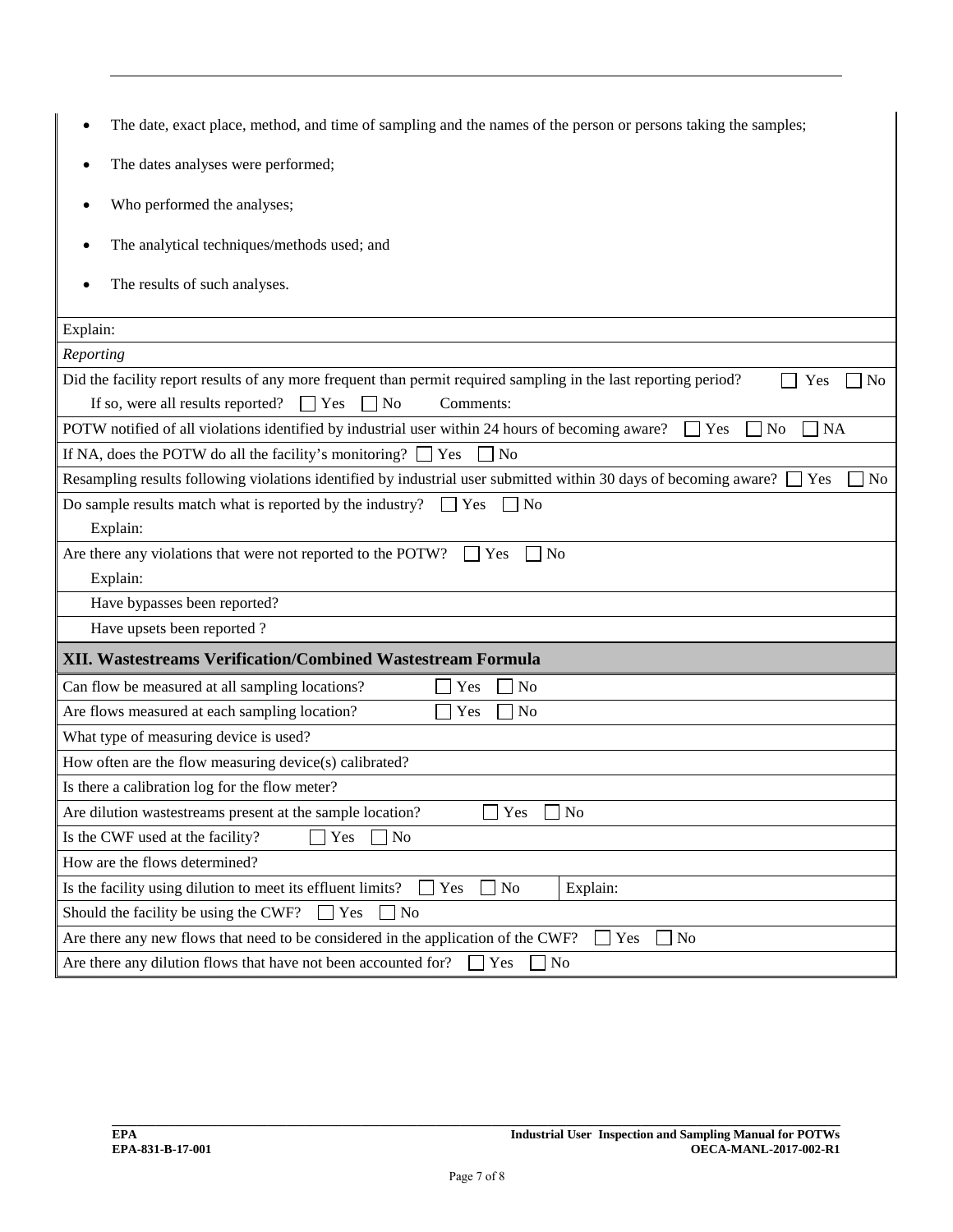- The date, exact place, method, and time of sampling and the names of the person or persons taking the samples;
- The dates analyses were performed;
- Who performed the analyses;
- The analytical techniques/methods used; and
- The results of such analyses.

| |
|---|
| Explain: |
| *Reporting* |
| Did the facility report results of any more frequent than permit required sampling in the last reporting period? ☐ Yes ☐ No<br>If so, were all results reported? ☐ Yes ☐ No Comments: |
| POTW notified of all violations identified by industrial user within 24 hours of becoming aware? ☐ Yes ☐ No ☐ NA |
| If NA, does the POTW do all the facility's monitoring? ☐ Yes ☐ No |
| Resampling results following violations identified by industrial user submitted within 30 days of becoming aware? ☐ Yes ☐ No |
| Do sample results match what is reported by the industry? ☐ Yes ☐ No<br>Explain: |
| Are there any violations that were not reported to the POTW? ☐ Yes ☐ No<br>Explain: |
| Have bypasses been reported? |
| Have upsets been reported ? |

## XII. Wastestreams Verification/Combined Wastestream Formula

| |
|---|
| Can flow be measured at all sampling locations? ☐ Yes ☐ No |
| Are flows measured at each sampling location? ☐ Yes ☐ No |
| What type of measuring device is used? |
| How often are the flow measuring device(s) calibrated? |
| Is there a calibration log for the flow meter? |
| Are dilution wastestreams present at the sample location? ☐ Yes ☐ No |
| Is the CWF used at the facility? ☐ Yes ☐ No |
| How are the flows determined? |
| Is the facility using dilution to meet its effluent limits? ☐ Yes ☐ No Explain: |
| Should the facility be using the CWF? ☐ Yes ☐ No |
| Are there any new flows that need to be considered in the application of the CWF? ☐ Yes ☐ No |
| Are there any dilution flows that have not been accounted for? ☐ Yes ☐ No |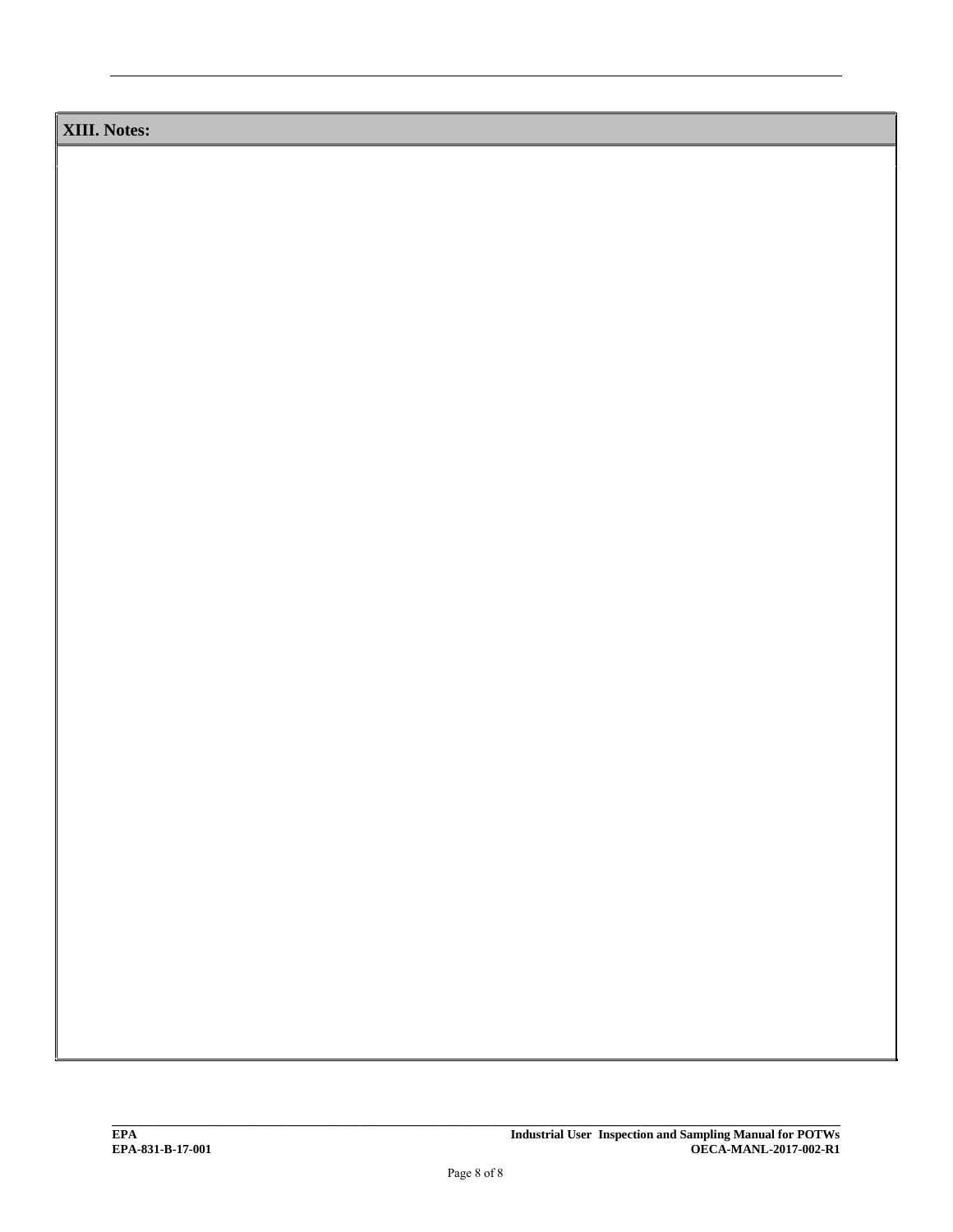| XIII. Notes: |
| --- |
| |